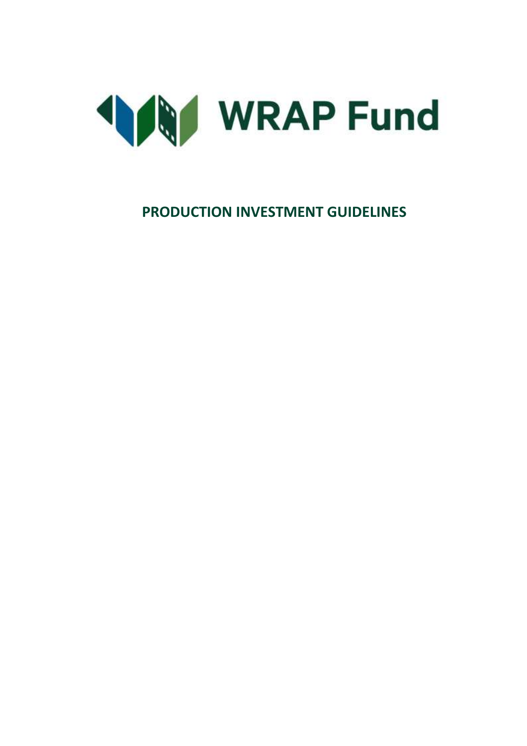WRAP Fund

# PRODUCTION INVESTMENT GUIDELINES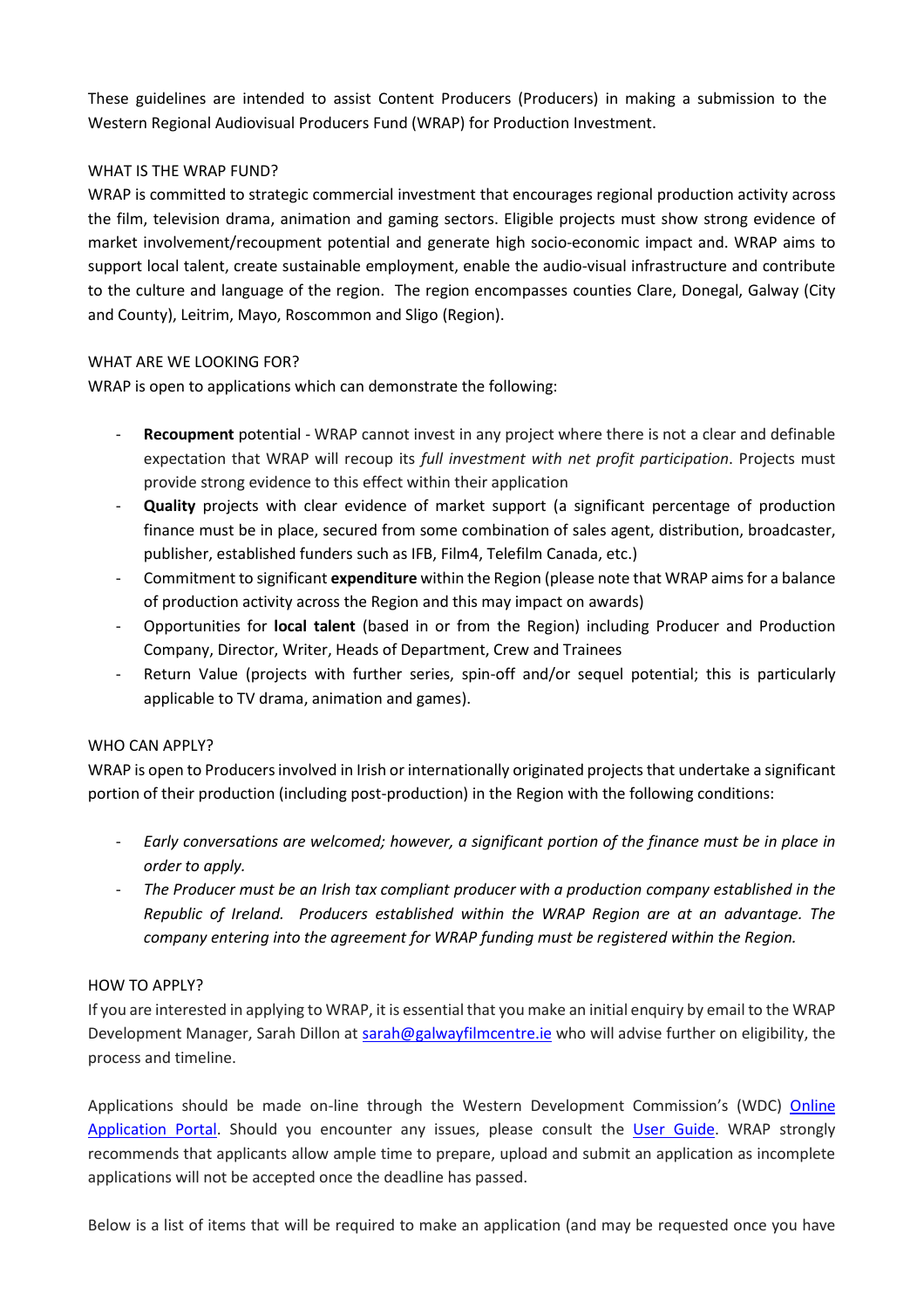These guidelines are intended to assist Content Producers (Producers) in making a submission to the Western Regional Audiovisual Producers Fund (WRAP) for Production Investment.

## WHAT IS THE WRAP FUND?

WRAP is committed to strategic commercial investment that encourages regional production activity across the film, television drama, animation and gaming sectors. Eligible projects must show strong evidence of market involvement/recoupment potential and generate high socio-economic impact and. WRAP aims to support local talent, create sustainable employment, enable the audio-visual infrastructure and contribute to the culture and language of the region. The region encompasses counties Clare, Donegal, Galway (City and County), Leitrim, Mayo, Roscommon and Sligo (Region).

## WHAT ARE WE LOOKING FOR?

WRAP is open to applications which can demonstrate the following:

- **Recoupment** potential - WRAP cannot invest in any project where there is not a clear and definable expectation that WRAP will recoup its *full investment with net profit participation*. Projects must provide strong evidence to this effect within their application
- **Quality** projects with clear evidence of market support (a significant percentage of production finance must be in place, secured from some combination of sales agent, distribution, broadcaster, publisher, established funders such as IFB, Film4, Telefilm Canada, etc.)
- Commitment to significant **expenditure** within the Region (please note that WRAP aims for a balance of production activity across the Region and this may impact on awards)
- Opportunities for **local talent** (based in or from the Region) including Producer and Production Company, Director, Writer, Heads of Department, Crew and Trainees
- Return Value (projects with further series, spin-off and/or sequel potential; this is particularly applicable to TV drama, animation and games).

## WHO CAN APPLY?

WRAP is open to Producers involved in Irish or internationally originated projects that undertake a significant portion of their production (including post-production) in the Region with the following conditions:

- *Early conversations are welcomed; however, a significant portion of the finance must be in place in order to apply.*
- *The Producer must be an Irish tax compliant producer with a production company established in the Republic of Ireland. Producers established within the WRAP Region are at an advantage. The company entering into the agreement for WRAP funding must be registered within the Region.*

## HOW TO APPLY?

If you are interested in applying to WRAP, it is essential that you make an initial enquiry by email to the WRAP Development Manager, Sarah Dillon at sarah@galwayfilmcentre.ie who will advise further on eligibility, the process and timeline.

Applications should be made on-line through the Western Development Commission's (WDC) Online Application Portal. Should you encounter any issues, please consult the User Guide. WRAP strongly recommends that applicants allow ample time to prepare, upload and submit an application as incomplete applications will not be accepted once the deadline has passed.

Below is a list of items that will be required to make an application (and may be requested once you have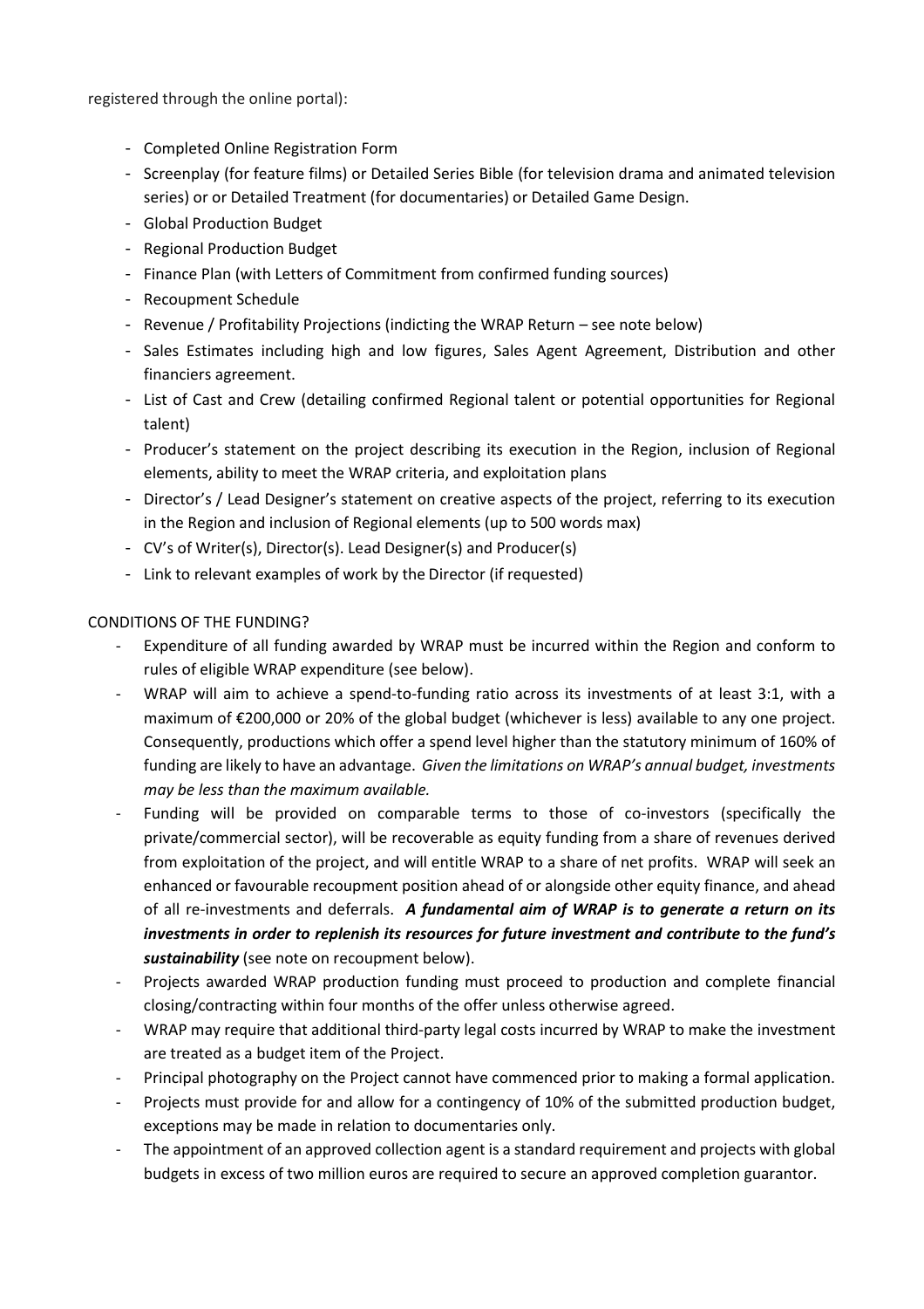registered through the online portal):

- Completed Online Registration Form
- Screenplay (for feature films) or Detailed Series Bible (for television drama and animated television series) or or Detailed Treatment (for documentaries) or Detailed Game Design.
- Global Production Budget
- Regional Production Budget
- Finance Plan (with Letters of Commitment from confirmed funding sources)
- Recoupment Schedule
- Revenue / Profitability Projections (indicting the WRAP Return – see note below)
- Sales Estimates including high and low figures, Sales Agent Agreement, Distribution and other financiers agreement.
- List of Cast and Crew (detailing confirmed Regional talent or potential opportunities for Regional talent)
- Producer's statement on the project describing its execution in the Region, inclusion of Regional elements, ability to meet the WRAP criteria, and exploitation plans
- Director's / Lead Designer's statement on creative aspects of the project, referring to its execution in the Region and inclusion of Regional elements (up to 500 words max)
- CV's of Writer(s), Director(s). Lead Designer(s) and Producer(s)
- Link to relevant examples of work by the Director (if requested)

CONDITIONS OF THE FUNDING?

- Expenditure of all funding awarded by WRAP must be incurred within the Region and conform to rules of eligible WRAP expenditure (see below).
- WRAP will aim to achieve a spend-to-funding ratio across its investments of at least 3:1, with a maximum of €200,000 or 20% of the global budget (whichever is less) available to any one project. Consequently, productions which offer a spend level higher than the statutory minimum of 160% of funding are likely to have an advantage. *Given the limitations on WRAP's annual budget, investments may be less than the maximum available.*
- Funding will be provided on comparable terms to those of co-investors (specifically the private/commercial sector), will be recoverable as equity funding from a share of revenues derived from exploitation of the project, and will entitle WRAP to a share of net profits. WRAP will seek an enhanced or favourable recoupment position ahead of or alongside other equity finance, and ahead of all re-investments and deferrals. ***A fundamental aim of WRAP is to generate a return on its investments in order to replenish its resources for future investment and contribute to the fund's sustainability*** (see note on recoupment below).
- Projects awarded WRAP production funding must proceed to production and complete financial closing/contracting within four months of the offer unless otherwise agreed.
- WRAP may require that additional third-party legal costs incurred by WRAP to make the investment are treated as a budget item of the Project.
- Principal photography on the Project cannot have commenced prior to making a formal application.
- Projects must provide for and allow for a contingency of 10% of the submitted production budget, exceptions may be made in relation to documentaries only.
- The appointment of an approved collection agent is a standard requirement and projects with global budgets in excess of two million euros are required to secure an approved completion guarantor.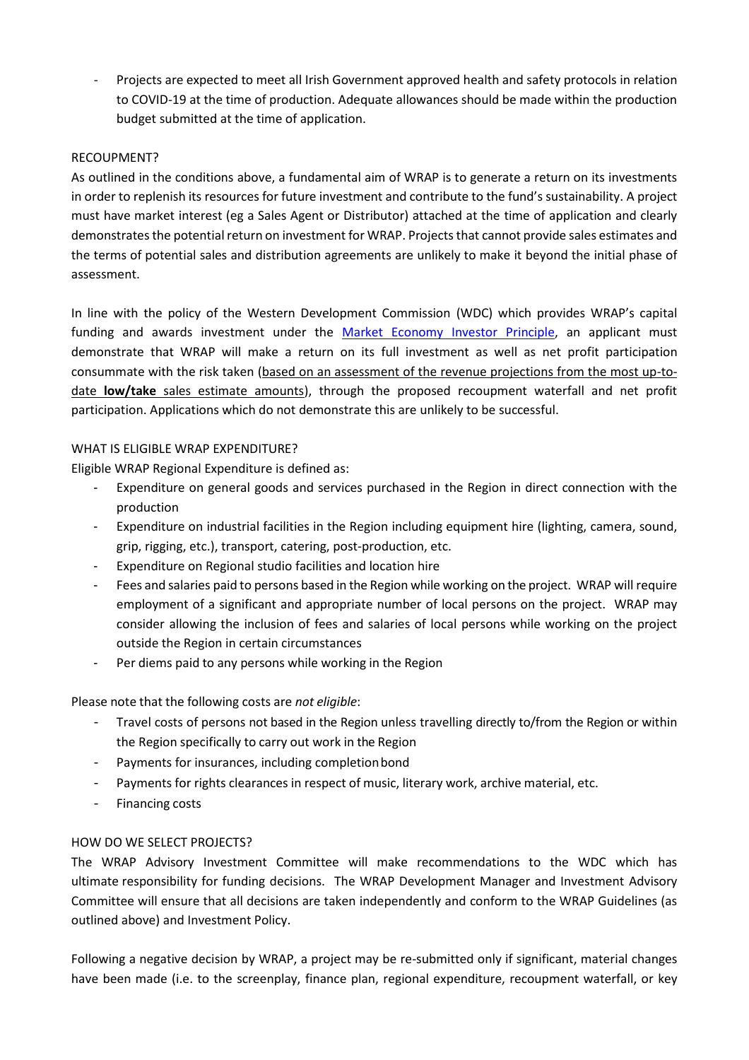- Projects are expected to meet all Irish Government approved health and safety protocols in relation to COVID-19 at the time of production. Adequate allowances should be made within the production budget submitted at the time of application.

RECOUPMENT?

As outlined in the conditions above, a fundamental aim of WRAP is to generate a return on its investments in order to replenish its resources for future investment and contribute to the fund's sustainability. A project must have market interest (eg a Sales Agent or Distributor) attached at the time of application and clearly demonstrates the potential return on investment for WRAP. Projects that cannot provide sales estimates and the terms of potential sales and distribution agreements are unlikely to make it beyond the initial phase of assessment.

In line with the policy of the Western Development Commission (WDC) which provides WRAP's capital funding and awards investment under the [Market Economy Investor Principle](), an applicant must demonstrate that WRAP will make a return on its full investment as well as net profit participation consummate with the risk taken (based on an assessment of the revenue projections from the most up-to-date **low/take** sales estimate amounts), through the proposed recoupment waterfall and net profit participation. Applications which do not demonstrate this are unlikely to be successful.

WHAT IS ELIGIBLE WRAP EXPENDITURE?

Eligible WRAP Regional Expenditure is defined as:

- Expenditure on general goods and services purchased in the Region in direct connection with the production
- Expenditure on industrial facilities in the Region including equipment hire (lighting, camera, sound, grip, rigging, etc.), transport, catering, post-production, etc.
- Expenditure on Regional studio facilities and location hire
- Fees and salaries paid to persons based in the Region while working on the project. WRAP will require employment of a significant and appropriate number of local persons on the project. WRAP may consider allowing the inclusion of fees and salaries of local persons while working on the project outside the Region in certain circumstances
- Per diems paid to any persons while working in the Region

Please note that the following costs are *not eligible*:

- Travel costs of persons not based in the Region unless travelling directly to/from the Region or within the Region specifically to carry out work in the Region
- Payments for insurances, including completion bond
- Payments for rights clearances in respect of music, literary work, archive material, etc.
- Financing costs

HOW DO WE SELECT PROJECTS?

The WRAP Advisory Investment Committee will make recommendations to the WDC which has ultimate responsibility for funding decisions. The WRAP Development Manager and Investment Advisory Committee will ensure that all decisions are taken independently and conform to the WRAP Guidelines (as outlined above) and Investment Policy.

Following a negative decision by WRAP, a project may be re-submitted only if significant, material changes have been made (i.e. to the screenplay, finance plan, regional expenditure, recoupment waterfall, or key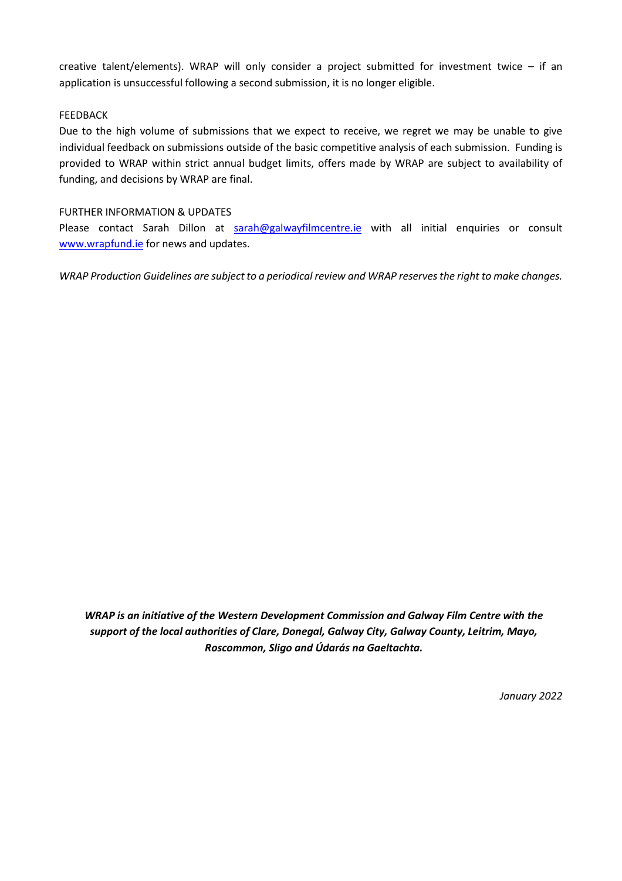creative talent/elements). WRAP will only consider a project submitted for investment twice – if an application is unsuccessful following a second submission, it is no longer eligible.

FEEDBACK

Due to the high volume of submissions that we expect to receive, we regret we may be unable to give individual feedback on submissions outside of the basic competitive analysis of each submission. Funding is provided to WRAP within strict annual budget limits, offers made by WRAP are subject to availability of funding, and decisions by WRAP are final.

FURTHER INFORMATION & UPDATES

Please contact Sarah Dillon at sarah@galwayfilmcentre.ie with all initial enquiries or consult www.wrapfund.ie for news and updates.

*WRAP Production Guidelines are subject to a periodical review and WRAP reserves the right to make changes.*

***WRAP is an initiative of the Western Development Commission and Galway Film Centre with the support of the local authorities of Clare, Donegal, Galway City, Galway County, Leitrim, Mayo, Roscommon, Sligo and Údarás na Gaeltachta.***

*January 2022*